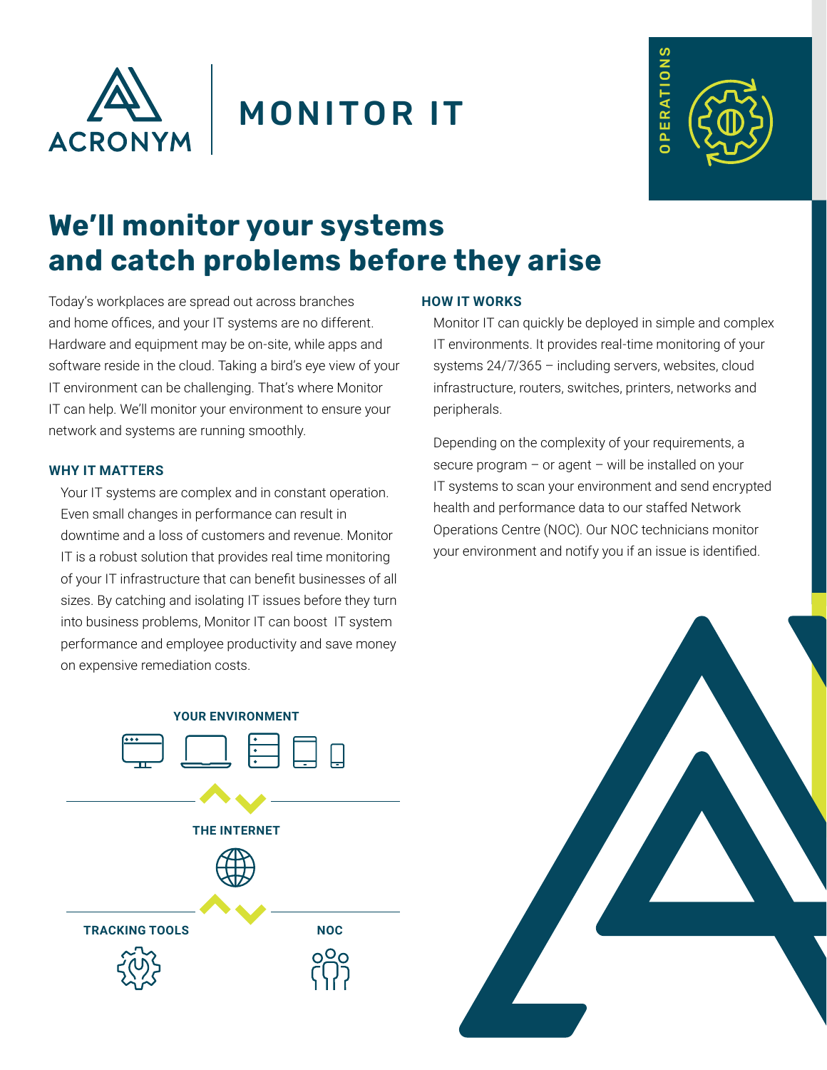ACRONYM

# MONITOR IT

OPERATIONS

## We'll monitor your systems and catch problems before they arise

Today's workplaces are spread out across branches and home offices, and your IT systems are no different. Hardware and equipment may be on-site, while apps and software reside in the cloud. Taking a bird's eye view of your IT environment can be challenging. That's where Monitor IT can help. We'll monitor your environment to ensure your network and systems are running smoothly.

### WHY IT MATTERS

Your IT systems are complex and in constant operation. Even small changes in performance can result in downtime and a loss of customers and revenue. Monitor IT is a robust solution that provides real time monitoring of your IT infrastructure that can benefit businesses of all sizes. By catching and isolating IT issues before they turn into business problems, Monitor IT can boost IT system performance and employee productivity and save money on expensive remediation costs.

YOUR ENVIRONMENT

THE INTERNET

TRACKING TOOLS

NOC

### HOW IT WORKS

Monitor IT can quickly be deployed in simple and complex IT environments. It provides real-time monitoring of your systems 24/7/365 – including servers, websites, cloud infrastructure, routers, switches, printers, networks and peripherals.

Depending on the complexity of your requirements, a secure program – or agent – will be installed on your IT systems to scan your environment and send encrypted health and performance data to our staffed Network Operations Centre (NOC). Our NOC technicians monitor your environment and notify you if an issue is identified.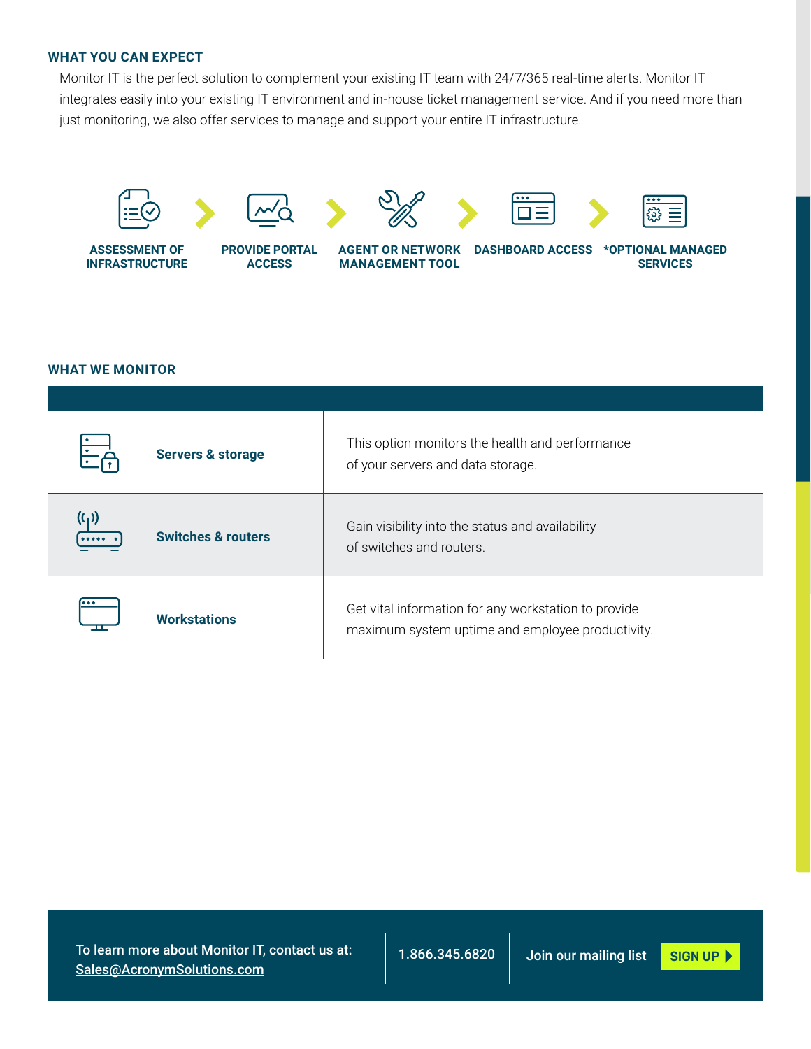## WHAT YOU CAN EXPECT

Monitor IT is the perfect solution to complement your existing IT team with 24/7/365 real-time alerts. Monitor IT integrates easily into your existing IT environment and in-house ticket management service. And if you need more than just monitoring, we also offer services to manage and support your entire IT infrastructure.

**ASSESSMENT OF INFRASTRUCTURE** › **PROVIDE PORTAL ACCESS** › **AGENT OR NETWORK MANAGEMENT TOOL** › **DASHBOARD ACCESS** › ***OPTIONAL MANAGED SERVICES**

## WHAT WE MONITOR

| | |
|---|---|
| **Servers & storage** | This option monitors the health and performance of your servers and data storage. |
| **Switches & routers** | Gain visibility into the status and availability of switches and routers. |
| **Workstations** | Get vital information for any workstation to provide maximum system uptime and employee productivity. |

To learn more about Monitor IT, contact us at: Sales@AcronymSolutions.com

1.866.345.6820

Join our mailing list **SIGN UP**